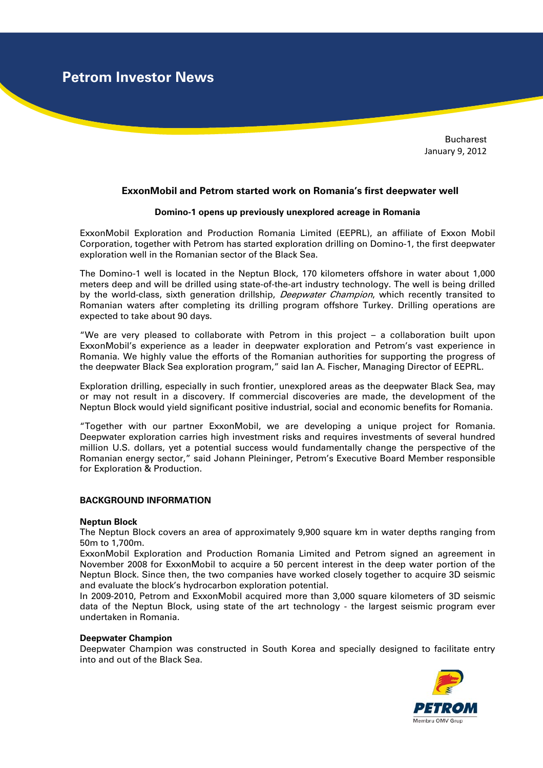# Petrom Investor News

Bucharest
January 9, 2012

## ExxonMobil and Petrom started work on Romania's first deepwater well

### Domino-1 opens up previously unexplored acreage in Romania

ExxonMobil Exploration and Production Romania Limited (EEPRL), an affiliate of Exxon Mobil Corporation, together with Petrom has started exploration drilling on Domino-1, the first deepwater exploration well in the Romanian sector of the Black Sea.

The Domino-1 well is located in the Neptun Block, 170 kilometers offshore in water about 1,000 meters deep and will be drilled using state-of-the-art industry technology. The well is being drilled by the world-class, sixth generation drillship, *Deepwater Champion*, which recently transited to Romanian waters after completing its drilling program offshore Turkey. Drilling operations are expected to take about 90 days.

"We are very pleased to collaborate with Petrom in this project – a collaboration built upon ExxonMobil's experience as a leader in deepwater exploration and Petrom's vast experience in Romania. We highly value the efforts of the Romanian authorities for supporting the progress of the deepwater Black Sea exploration program," said Ian A. Fischer, Managing Director of EEPRL.

Exploration drilling, especially in such frontier, unexplored areas as the deepwater Black Sea, may or may not result in a discovery. If commercial discoveries are made, the development of the Neptun Block would yield significant positive industrial, social and economic benefits for Romania.

"Together with our partner ExxonMobil, we are developing a unique project for Romania. Deepwater exploration carries high investment risks and requires investments of several hundred million U.S. dollars, yet a potential success would fundamentally change the perspective of the Romanian energy sector," said Johann Pleininger, Petrom's Executive Board Member responsible for Exploration & Production.

### BACKGROUND INFORMATION

**Neptun Block**

The Neptun Block covers an area of approximately 9,900 square km in water depths ranging from 50m to 1,700m.

ExxonMobil Exploration and Production Romania Limited and Petrom signed an agreement in November 2008 for ExxonMobil to acquire a 50 percent interest in the deep water portion of the Neptun Block. Since then, the two companies have worked closely together to acquire 3D seismic and evaluate the block's hydrocarbon exploration potential.

In 2009-2010, Petrom and ExxonMobil acquired more than 3,000 square kilometers of 3D seismic data of the Neptun Block, using state of the art technology - the largest seismic program ever undertaken in Romania.

**Deepwater Champion**

Deepwater Champion was constructed in South Korea and specially designed to facilitate entry into and out of the Black Sea.

PETROM
Membru OMV Grup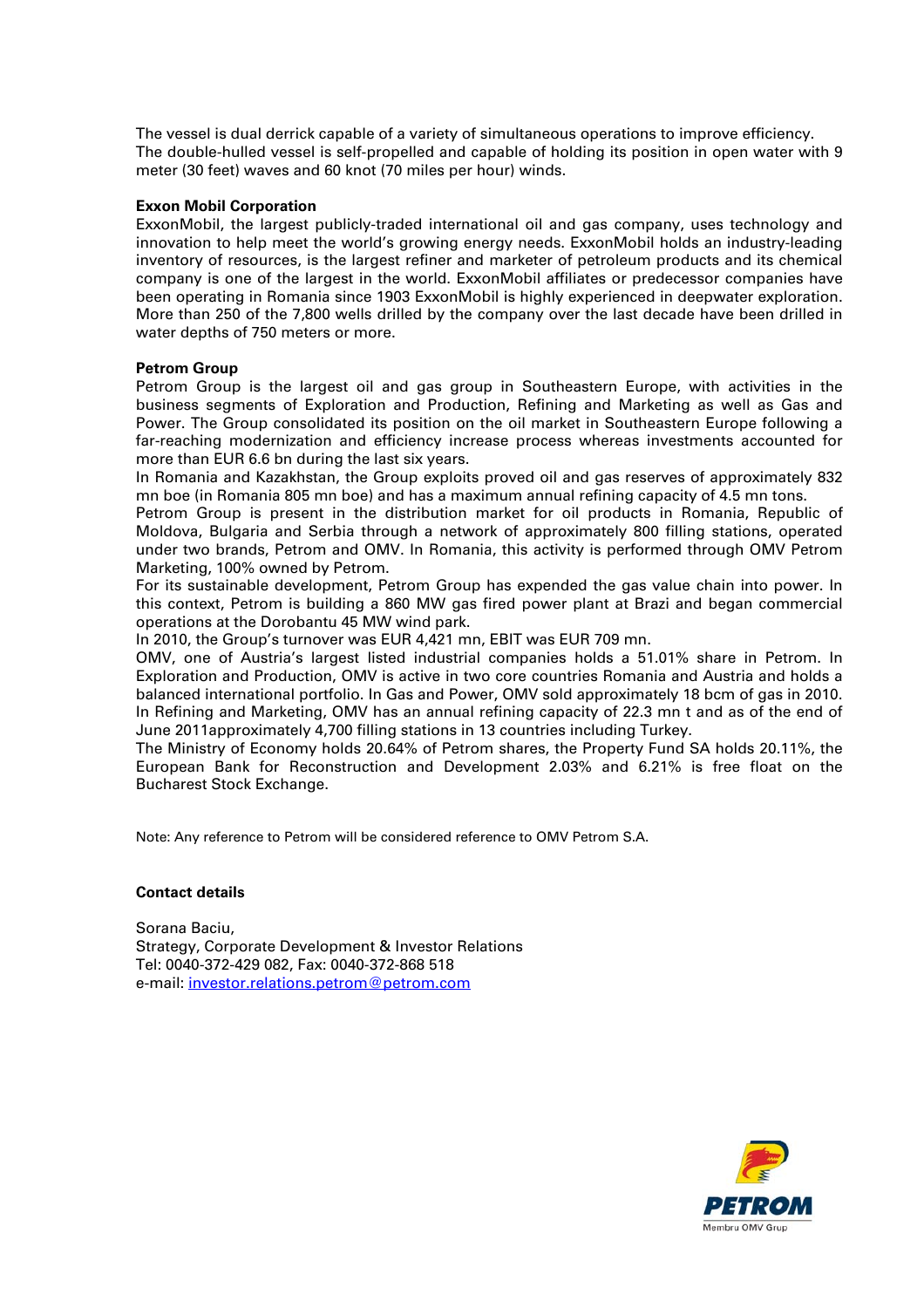The vessel is dual derrick capable of a variety of simultaneous operations to improve efficiency. The double-hulled vessel is self-propelled and capable of holding its position in open water with 9 meter (30 feet) waves and 60 knot (70 miles per hour) winds.

**Exxon Mobil Corporation**

ExxonMobil, the largest publicly-traded international oil and gas company, uses technology and innovation to help meet the world's growing energy needs. ExxonMobil holds an industry-leading inventory of resources, is the largest refiner and marketer of petroleum products and its chemical company is one of the largest in the world. ExxonMobil affiliates or predecessor companies have been operating in Romania since 1903 ExxonMobil is highly experienced in deepwater exploration. More than 250 of the 7,800 wells drilled by the company over the last decade have been drilled in water depths of 750 meters or more.

**Petrom Group**

Petrom Group is the largest oil and gas group in Southeastern Europe, with activities in the business segments of Exploration and Production, Refining and Marketing as well as Gas and Power. The Group consolidated its position on the oil market in Southeastern Europe following a far-reaching modernization and efficiency increase process whereas investments accounted for more than EUR 6.6 bn during the last six years.

In Romania and Kazakhstan, the Group exploits proved oil and gas reserves of approximately 832 mn boe (in Romania 805 mn boe) and has a maximum annual refining capacity of 4.5 mn tons.

Petrom Group is present in the distribution market for oil products in Romania, Republic of Moldova, Bulgaria and Serbia through a network of approximately 800 filling stations, operated under two brands, Petrom and OMV. In Romania, this activity is performed through OMV Petrom Marketing, 100% owned by Petrom.

For its sustainable development, Petrom Group has expended the gas value chain into power. In this context, Petrom is building a 860 MW gas fired power plant at Brazi and began commercial operations at the Dorobantu 45 MW wind park.

In 2010, the Group's turnover was EUR 4,421 mn, EBIT was EUR 709 mn.

OMV, one of Austria's largest listed industrial companies holds a 51.01% share in Petrom. In Exploration and Production, OMV is active in two core countries Romania and Austria and holds a balanced international portfolio. In Gas and Power, OMV sold approximately 18 bcm of gas in 2010. In Refining and Marketing, OMV has an annual refining capacity of 22.3 mn t and as of the end of June 2011approximately 4,700 filling stations in 13 countries including Turkey.

The Ministry of Economy holds 20.64% of Petrom shares, the Property Fund SA holds 20.11%, the European Bank for Reconstruction and Development 2.03% and 6.21% is free float on the Bucharest Stock Exchange.

Note: Any reference to Petrom will be considered reference to OMV Petrom S.A.

**Contact details**

Sorana Baciu,  
Strategy, Corporate Development & Investor Relations  
Tel: 0040-372-429 082, Fax: 0040-372-868 518  
e-mail: investor.relations.petrom@petrom.com